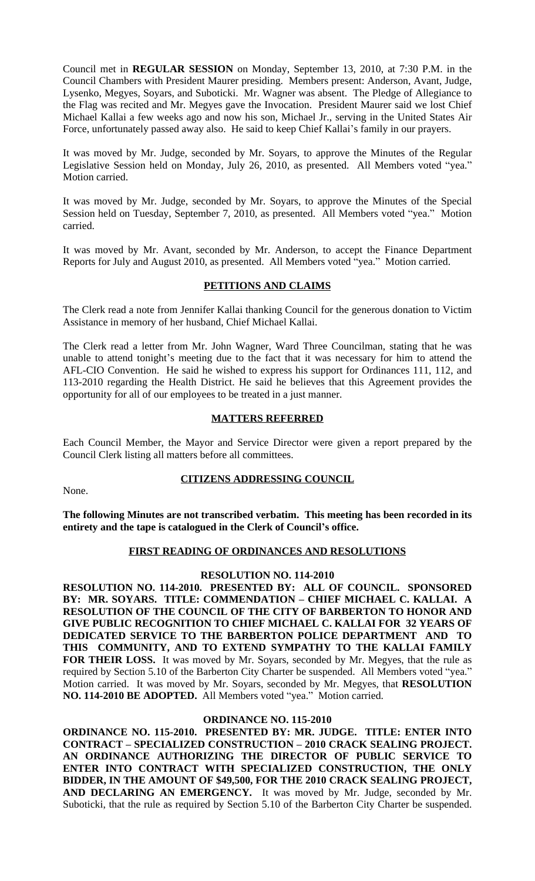Council met in **REGULAR SESSION** on Monday, September 13, 2010, at 7:30 P.M. in the Council Chambers with President Maurer presiding. Members present: Anderson, Avant, Judge, Lysenko, Megyes, Soyars, and Suboticki. Mr. Wagner was absent. The Pledge of Allegiance to the Flag was recited and Mr. Megyes gave the Invocation. President Maurer said we lost Chief Michael Kallai a few weeks ago and now his son, Michael Jr., serving in the United States Air Force, unfortunately passed away also. He said to keep Chief Kallai's family in our prayers.

It was moved by Mr. Judge, seconded by Mr. Soyars, to approve the Minutes of the Regular Legislative Session held on Monday, July 26, 2010, as presented. All Members voted "yea." Motion carried.

It was moved by Mr. Judge, seconded by Mr. Soyars, to approve the Minutes of the Special Session held on Tuesday, September 7, 2010, as presented. All Members voted "yea." Motion carried.

It was moved by Mr. Avant, seconded by Mr. Anderson, to accept the Finance Department Reports for July and August 2010, as presented. All Members voted "yea." Motion carried.

## PETITIONS AND CLAIMS

The Clerk read a note from Jennifer Kallai thanking Council for the generous donation to Victim Assistance in memory of her husband, Chief Michael Kallai.

The Clerk read a letter from Mr. John Wagner, Ward Three Councilman, stating that he was unable to attend tonight's meeting due to the fact that it was necessary for him to attend the AFL-CIO Convention. He said he wished to express his support for Ordinances 111, 112, and 113-2010 regarding the Health District. He said he believes that this Agreement provides the opportunity for all of our employees to be treated in a just manner.

## MATTERS REFERRED

Each Council Member, the Mayor and Service Director were given a report prepared by the Council Clerk listing all matters before all committees.

## CITIZENS ADDRESSING COUNCIL

None.

**The following Minutes are not transcribed verbatim. This meeting has been recorded in its entirety and the tape is catalogued in the Clerk of Council's office.**

## FIRST READING OF ORDINANCES AND RESOLUTIONS

### RESOLUTION NO. 114-2010

**RESOLUTION NO. 114-2010. PRESENTED BY: ALL OF COUNCIL. SPONSORED BY: MR. SOYARS. TITLE: COMMENDATION – CHIEF MICHAEL C. KALLAI. A RESOLUTION OF THE COUNCIL OF THE CITY OF BARBERTON TO HONOR AND GIVE PUBLIC RECOGNITION TO CHIEF MICHAEL C. KALLAI FOR 32 YEARS OF DEDICATED SERVICE TO THE BARBERTON POLICE DEPARTMENT AND TO THIS COMMUNITY, AND TO EXTEND SYMPATHY TO THE KALLAI FAMILY FOR THEIR LOSS.** It was moved by Mr. Soyars, seconded by Mr. Megyes, that the rule as required by Section 5.10 of the Barberton City Charter be suspended. All Members voted "yea." Motion carried. It was moved by Mr. Soyars, seconded by Mr. Megyes, that **RESOLUTION NO. 114-2010 BE ADOPTED.** All Members voted "yea." Motion carried.

### ORDINANCE NO. 115-2010

**ORDINANCE NO. 115-2010. PRESENTED BY: MR. JUDGE. TITLE: ENTER INTO CONTRACT – SPECIALIZED CONSTRUCTION – 2010 CRACK SEALING PROJECT. AN ORDINANCE AUTHORIZING THE DIRECTOR OF PUBLIC SERVICE TO ENTER INTO CONTRACT WITH SPECIALIZED CONSTRUCTION, THE ONLY BIDDER, IN THE AMOUNT OF $49,500, FOR THE 2010 CRACK SEALING PROJECT, AND DECLARING AN EMERGENCY.** It was moved by Mr. Judge, seconded by Mr. Suboticki, that the rule as required by Section 5.10 of the Barberton City Charter be suspended.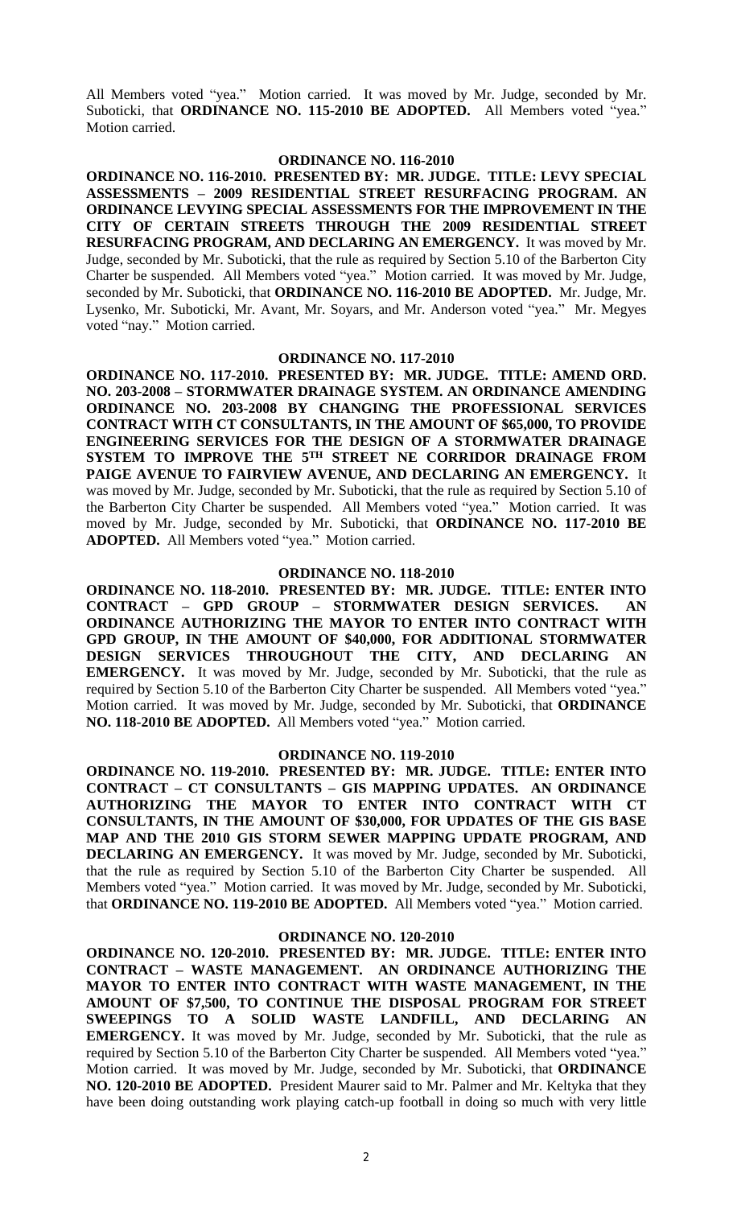All Members voted "yea." Motion carried. It was moved by Mr. Judge, seconded by Mr. Suboticki, that **ORDINANCE NO. 115-2010 BE ADOPTED.** All Members voted "yea." Motion carried.

**ORDINANCE NO. 116-2010**

**ORDINANCE NO. 116-2010. PRESENTED BY: MR. JUDGE. TITLE: LEVY SPECIAL ASSESSMENTS – 2009 RESIDENTIAL STREET RESURFACING PROGRAM. AN ORDINANCE LEVYING SPECIAL ASSESSMENTS FOR THE IMPROVEMENT IN THE CITY OF CERTAIN STREETS THROUGH THE 2009 RESIDENTIAL STREET RESURFACING PROGRAM, AND DECLARING AN EMERGENCY.** It was moved by Mr. Judge, seconded by Mr. Suboticki, that the rule as required by Section 5.10 of the Barberton City Charter be suspended. All Members voted "yea." Motion carried. It was moved by Mr. Judge, seconded by Mr. Suboticki, that **ORDINANCE NO. 116-2010 BE ADOPTED.** Mr. Judge, Mr. Lysenko, Mr. Suboticki, Mr. Avant, Mr. Soyars, and Mr. Anderson voted "yea." Mr. Megyes voted "nay." Motion carried.

**ORDINANCE NO. 117-2010**

**ORDINANCE NO. 117-2010. PRESENTED BY: MR. JUDGE. TITLE: AMEND ORD. NO. 203-2008 – STORMWATER DRAINAGE SYSTEM. AN ORDINANCE AMENDING ORDINANCE NO. 203-2008 BY CHANGING THE PROFESSIONAL SERVICES CONTRACT WITH CT CONSULTANTS, IN THE AMOUNT OF $65,000, TO PROVIDE ENGINEERING SERVICES FOR THE DESIGN OF A STORMWATER DRAINAGE SYSTEM TO IMPROVE THE 5TH STREET NE CORRIDOR DRAINAGE FROM PAIGE AVENUE TO FAIRVIEW AVENUE, AND DECLARING AN EMERGENCY.** It was moved by Mr. Judge, seconded by Mr. Suboticki, that the rule as required by Section 5.10 of the Barberton City Charter be suspended. All Members voted "yea." Motion carried. It was moved by Mr. Judge, seconded by Mr. Suboticki, that **ORDINANCE NO. 117-2010 BE ADOPTED.** All Members voted "yea." Motion carried.

**ORDINANCE NO. 118-2010**

**ORDINANCE NO. 118-2010. PRESENTED BY: MR. JUDGE. TITLE: ENTER INTO CONTRACT – GPD GROUP – STORMWATER DESIGN SERVICES. AN ORDINANCE AUTHORIZING THE MAYOR TO ENTER INTO CONTRACT WITH GPD GROUP, IN THE AMOUNT OF $40,000, FOR ADDITIONAL STORMWATER DESIGN SERVICES THROUGHOUT THE CITY, AND DECLARING AN EMERGENCY.** It was moved by Mr. Judge, seconded by Mr. Suboticki, that the rule as required by Section 5.10 of the Barberton City Charter be suspended. All Members voted "yea." Motion carried. It was moved by Mr. Judge, seconded by Mr. Suboticki, that **ORDINANCE NO. 118-2010 BE ADOPTED.** All Members voted "yea." Motion carried.

**ORDINANCE NO. 119-2010**

**ORDINANCE NO. 119-2010. PRESENTED BY: MR. JUDGE. TITLE: ENTER INTO CONTRACT – CT CONSULTANTS – GIS MAPPING UPDATES. AN ORDINANCE AUTHORIZING THE MAYOR TO ENTER INTO CONTRACT WITH CT CONSULTANTS, IN THE AMOUNT OF $30,000, FOR UPDATES OF THE GIS BASE MAP AND THE 2010 GIS STORM SEWER MAPPING UPDATE PROGRAM, AND DECLARING AN EMERGENCY.** It was moved by Mr. Judge, seconded by Mr. Suboticki, that the rule as required by Section 5.10 of the Barberton City Charter be suspended. All Members voted "yea." Motion carried. It was moved by Mr. Judge, seconded by Mr. Suboticki, that **ORDINANCE NO. 119-2010 BE ADOPTED.** All Members voted "yea." Motion carried.

**ORDINANCE NO. 120-2010**

**ORDINANCE NO. 120-2010. PRESENTED BY: MR. JUDGE. TITLE: ENTER INTO CONTRACT – WASTE MANAGEMENT. AN ORDINANCE AUTHORIZING THE MAYOR TO ENTER INTO CONTRACT WITH WASTE MANAGEMENT, IN THE AMOUNT OF $7,500, TO CONTINUE THE DISPOSAL PROGRAM FOR STREET SWEEPINGS TO A SOLID WASTE LANDFILL, AND DECLARING AN EMERGENCY.** It was moved by Mr. Judge, seconded by Mr. Suboticki, that the rule as required by Section 5.10 of the Barberton City Charter be suspended. All Members voted "yea." Motion carried. It was moved by Mr. Judge, seconded by Mr. Suboticki, that **ORDINANCE NO. 120-2010 BE ADOPTED.** President Maurer said to Mr. Palmer and Mr. Keltyka that they have been doing outstanding work playing catch-up football in doing so much with very little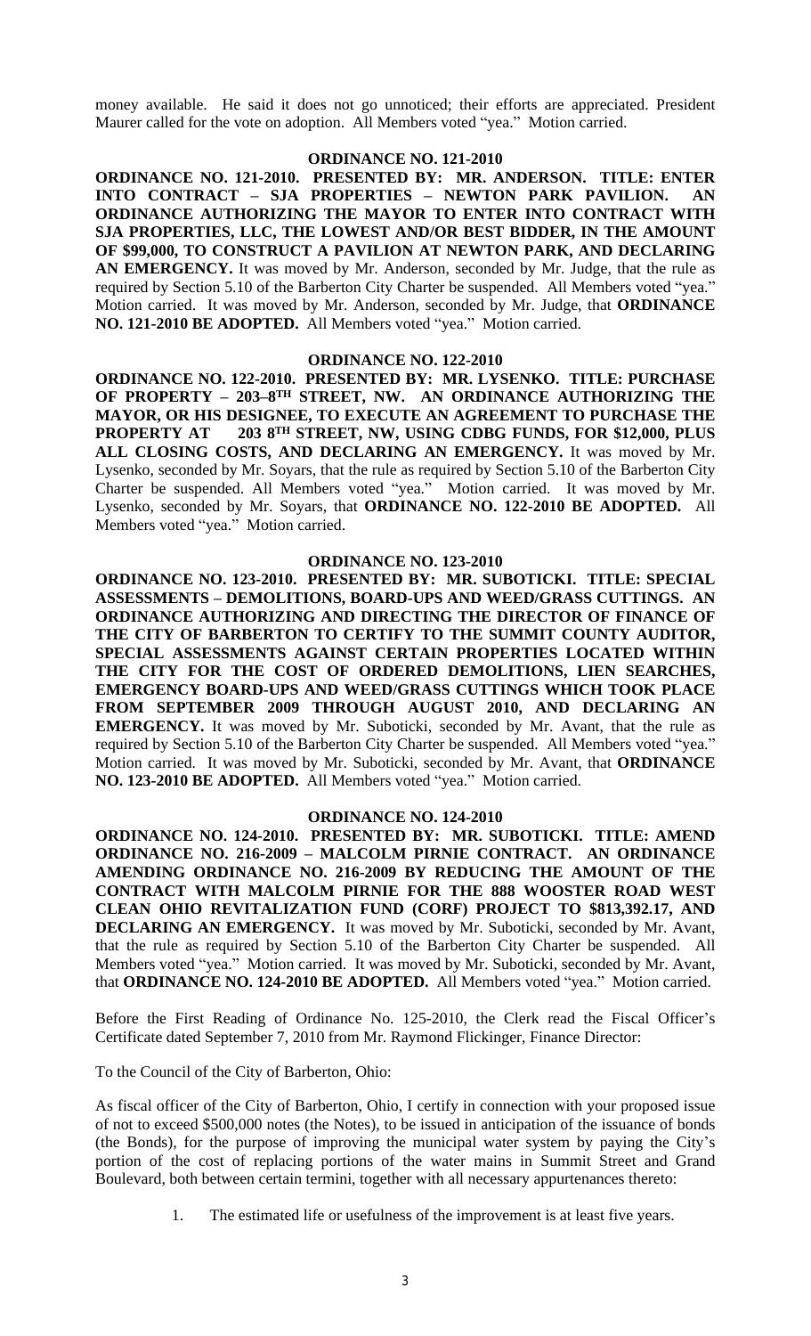money available. He said it does not go unnoticed; their efforts are appreciated. President Maurer called for the vote on adoption. All Members voted "yea." Motion carried.

### ORDINANCE NO. 121-2010

**ORDINANCE NO. 121-2010. PRESENTED BY: MR. ANDERSON. TITLE: ENTER INTO CONTRACT – SJA PROPERTIES – NEWTON PARK PAVILION. AN ORDINANCE AUTHORIZING THE MAYOR TO ENTER INTO CONTRACT WITH SJA PROPERTIES, LLC, THE LOWEST AND/OR BEST BIDDER, IN THE AMOUNT OF $99,000, TO CONSTRUCT A PAVILION AT NEWTON PARK, AND DECLARING AN EMERGENCY.** It was moved by Mr. Anderson, seconded by Mr. Judge, that the rule as required by Section 5.10 of the Barberton City Charter be suspended. All Members voted "yea." Motion carried. It was moved by Mr. Anderson, seconded by Mr. Judge, that **ORDINANCE NO. 121-2010 BE ADOPTED.** All Members voted "yea." Motion carried.

### ORDINANCE NO. 122-2010

**ORDINANCE NO. 122-2010. PRESENTED BY: MR. LYSENKO. TITLE: PURCHASE OF PROPERTY – 203–8TH STREET, NW. AN ORDINANCE AUTHORIZING THE MAYOR, OR HIS DESIGNEE, TO EXECUTE AN AGREEMENT TO PURCHASE THE PROPERTY AT 203 8TH STREET, NW, USING CDBG FUNDS, FOR $12,000, PLUS ALL CLOSING COSTS, AND DECLARING AN EMERGENCY.** It was moved by Mr. Lysenko, seconded by Mr. Soyars, that the rule as required by Section 5.10 of the Barberton City Charter be suspended. All Members voted "yea." Motion carried. It was moved by Mr. Lysenko, seconded by Mr. Soyars, that **ORDINANCE NO. 122-2010 BE ADOPTED.** All Members voted "yea." Motion carried.

### ORDINANCE NO. 123-2010

**ORDINANCE NO. 123-2010. PRESENTED BY: MR. SUBOTICKI. TITLE: SPECIAL ASSESSMENTS – DEMOLITIONS, BOARD-UPS AND WEED/GRASS CUTTINGS. AN ORDINANCE AUTHORIZING AND DIRECTING THE DIRECTOR OF FINANCE OF THE CITY OF BARBERTON TO CERTIFY TO THE SUMMIT COUNTY AUDITOR, SPECIAL ASSESSMENTS AGAINST CERTAIN PROPERTIES LOCATED WITHIN THE CITY FOR THE COST OF ORDERED DEMOLITIONS, LIEN SEARCHES, EMERGENCY BOARD-UPS AND WEED/GRASS CUTTINGS WHICH TOOK PLACE FROM SEPTEMBER 2009 THROUGH AUGUST 2010, AND DECLARING AN EMERGENCY.** It was moved by Mr. Suboticki, seconded by Mr. Avant, that the rule as required by Section 5.10 of the Barberton City Charter be suspended. All Members voted "yea." Motion carried. It was moved by Mr. Suboticki, seconded by Mr. Avant, that **ORDINANCE NO. 123-2010 BE ADOPTED.** All Members voted "yea." Motion carried.

### ORDINANCE NO. 124-2010

**ORDINANCE NO. 124-2010. PRESENTED BY: MR. SUBOTICKI. TITLE: AMEND ORDINANCE NO. 216-2009 – MALCOLM PIRNIE CONTRACT. AN ORDINANCE AMENDING ORDINANCE NO. 216-2009 BY REDUCING THE AMOUNT OF THE CONTRACT WITH MALCOLM PIRNIE FOR THE 888 WOOSTER ROAD WEST CLEAN OHIO REVITALIZATION FUND (CORF) PROJECT TO $813,392.17, AND DECLARING AN EMERGENCY.** It was moved by Mr. Suboticki, seconded by Mr. Avant, that the rule as required by Section 5.10 of the Barberton City Charter be suspended. All Members voted "yea." Motion carried. It was moved by Mr. Suboticki, seconded by Mr. Avant, that **ORDINANCE NO. 124-2010 BE ADOPTED.** All Members voted "yea." Motion carried.

Before the First Reading of Ordinance No. 125-2010, the Clerk read the Fiscal Officer's Certificate dated September 7, 2010 from Mr. Raymond Flickinger, Finance Director:

To the Council of the City of Barberton, Ohio:

As fiscal officer of the City of Barberton, Ohio, I certify in connection with your proposed issue of not to exceed $500,000 notes (the Notes), to be issued in anticipation of the issuance of bonds (the Bonds), for the purpose of improving the municipal water system by paying the City's portion of the cost of replacing portions of the water mains in Summit Street and Grand Boulevard, both between certain termini, together with all necessary appurtenances thereto:

1. The estimated life or usefulness of the improvement is at least five years.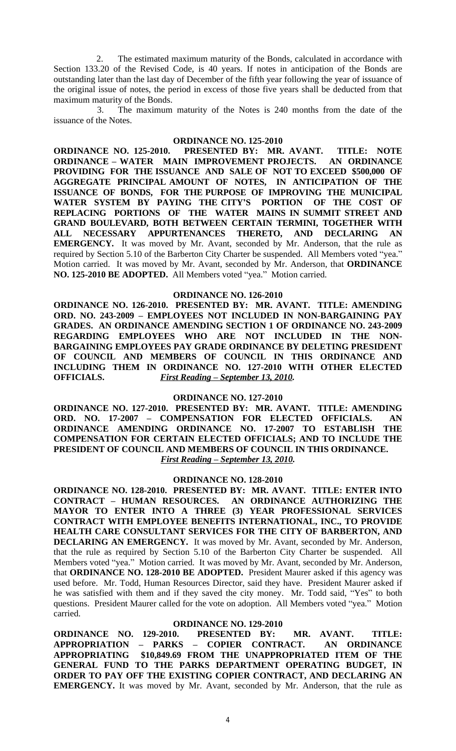2. The estimated maximum maturity of the Bonds, calculated in accordance with Section 133.20 of the Revised Code, is 40 years. If notes in anticipation of the Bonds are outstanding later than the last day of December of the fifth year following the year of issuance of the original issue of notes, the period in excess of those five years shall be deducted from that maximum maturity of the Bonds.

3. The maximum maturity of the Notes is 240 months from the date of the issuance of the Notes.

**ORDINANCE NO. 125-2010**

**ORDINANCE NO. 125-2010. PRESENTED BY: MR. AVANT. TITLE: NOTE ORDINANCE – WATER MAIN IMPROVEMENT PROJECTS. AN ORDINANCE PROVIDING FOR THE ISSUANCE AND SALE OF NOT TO EXCEED $500,000 OF AGGREGATE PRINCIPAL AMOUNT OF NOTES, IN ANTICIPATION OF THE ISSUANCE OF BONDS, FOR THE PURPOSE OF IMPROVING THE MUNICIPAL WATER SYSTEM BY PAYING THE CITY'S PORTION OF THE COST OF REPLACING PORTIONS OF THE WATER MAINS IN SUMMIT STREET AND GRAND BOULEVARD, BOTH BETWEEN CERTAIN TERMINI, TOGETHER WITH ALL NECESSARY APPURTENANCES THERETO, AND DECLARING AN EMERGENCY.** It was moved by Mr. Avant, seconded by Mr. Anderson, that the rule as required by Section 5.10 of the Barberton City Charter be suspended. All Members voted "yea." Motion carried. It was moved by Mr. Avant, seconded by Mr. Anderson, that **ORDINANCE NO. 125-2010 BE ADOPTED.** All Members voted "yea." Motion carried.

**ORDINANCE NO. 126-2010**

**ORDINANCE NO. 126-2010. PRESENTED BY: MR. AVANT. TITLE: AMENDING ORD. NO. 243-2009 – EMPLOYEES NOT INCLUDED IN NON-BARGAINING PAY GRADES. AN ORDINANCE AMENDING SECTION 1 OF ORDINANCE NO. 243-2009 REGARDING EMPLOYEES WHO ARE NOT INCLUDED IN THE NON-BARGAINING EMPLOYEES PAY GRADE ORDINANCE BY DELETING PRESIDENT OF COUNCIL AND MEMBERS OF COUNCIL IN THIS ORDINANCE AND INCLUDING THEM IN ORDINANCE NO. 127-2010 WITH OTHER ELECTED OFFICIALS.** ***First Reading – September 13, 2010.***

**ORDINANCE NO. 127-2010**

**ORDINANCE NO. 127-2010. PRESENTED BY: MR. AVANT. TITLE: AMENDING ORD. NO. 17-2007 – COMPENSATION FOR ELECTED OFFICIALS. AN ORDINANCE AMENDING ORDINANCE NO. 17-2007 TO ESTABLISH THE COMPENSATION FOR CERTAIN ELECTED OFFICIALS; AND TO INCLUDE THE PRESIDENT OF COUNCIL AND MEMBERS OF COUNCIL IN THIS ORDINANCE.** ***First Reading – September 13, 2010.***

**ORDINANCE NO. 128-2010**

**ORDINANCE NO. 128-2010. PRESENTED BY: MR. AVANT. TITLE: ENTER INTO CONTRACT – HUMAN RESOURCES. AN ORDINANCE AUTHORIZING THE MAYOR TO ENTER INTO A THREE (3) YEAR PROFESSIONAL SERVICES CONTRACT WITH EMPLOYEE BENEFITS INTERNATIONAL, INC., TO PROVIDE HEALTH CARE CONSULTANT SERVICES FOR THE CITY OF BARBERTON, AND DECLARING AN EMERGENCY.** It was moved by Mr. Avant, seconded by Mr. Anderson, that the rule as required by Section 5.10 of the Barberton City Charter be suspended. All Members voted "yea." Motion carried. It was moved by Mr. Avant, seconded by Mr. Anderson, that **ORDINANCE NO. 128-2010 BE ADOPTED.** President Maurer asked if this agency was used before. Mr. Todd, Human Resources Director, said they have. President Maurer asked if he was satisfied with them and if they saved the city money. Mr. Todd said, "Yes" to both questions. President Maurer called for the vote on adoption. All Members voted "yea." Motion carried.

**ORDINANCE NO. 129-2010**

**ORDINANCE NO. 129-2010. PRESENTED BY: MR. AVANT. TITLE: APPROPRIATION – PARKS – COPIER CONTRACT. AN ORDINANCE APPROPRIATING $10,849.69 FROM THE UNAPPROPRIATED ITEM OF THE GENERAL FUND TO THE PARKS DEPARTMENT OPERATING BUDGET, IN ORDER TO PAY OFF THE EXISTING COPIER CONTRACT, AND DECLARING AN EMERGENCY.** It was moved by Mr. Avant, seconded by Mr. Anderson, that the rule as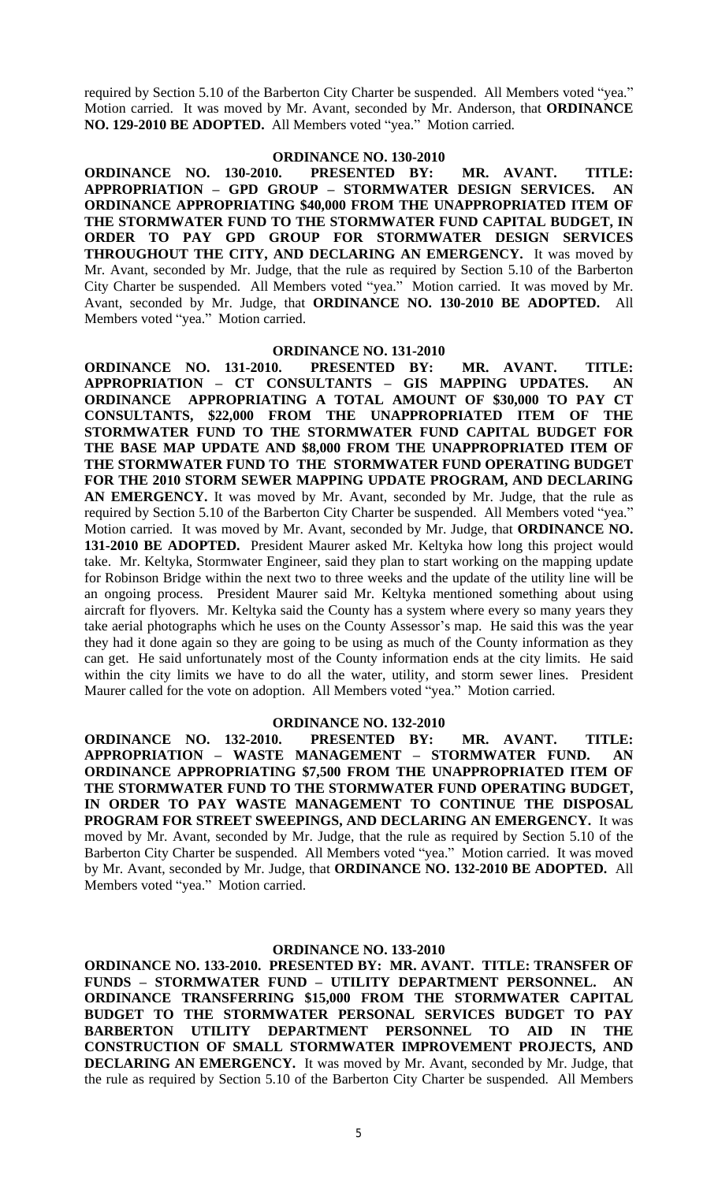required by Section 5.10 of the Barberton City Charter be suspended. All Members voted "yea." Motion carried. It was moved by Mr. Avant, seconded by Mr. Anderson, that **ORDINANCE NO. 129-2010 BE ADOPTED.** All Members voted "yea." Motion carried.

## ORDINANCE NO. 130-2010

**ORDINANCE NO. 130-2010. PRESENTED BY: MR. AVANT. TITLE: APPROPRIATION – GPD GROUP – STORMWATER DESIGN SERVICES. AN ORDINANCE APPROPRIATING $40,000 FROM THE UNAPPROPRIATED ITEM OF THE STORMWATER FUND TO THE STORMWATER FUND CAPITAL BUDGET, IN ORDER TO PAY GPD GROUP FOR STORMWATER DESIGN SERVICES THROUGHOUT THE CITY, AND DECLARING AN EMERGENCY.** It was moved by Mr. Avant, seconded by Mr. Judge, that the rule as required by Section 5.10 of the Barberton City Charter be suspended. All Members voted "yea." Motion carried. It was moved by Mr. Avant, seconded by Mr. Judge, that **ORDINANCE NO. 130-2010 BE ADOPTED.** All Members voted "yea." Motion carried.

## ORDINANCE NO. 131-2010

**ORDINANCE NO. 131-2010. PRESENTED BY: MR. AVANT. TITLE: APPROPRIATION – CT CONSULTANTS – GIS MAPPING UPDATES. AN ORDINANCE APPROPRIATING A TOTAL AMOUNT OF $30,000 TO PAY CT CONSULTANTS, $22,000 FROM THE UNAPPROPRIATED ITEM OF THE STORMWATER FUND TO THE STORMWATER FUND CAPITAL BUDGET FOR THE BASE MAP UPDATE AND $8,000 FROM THE UNAPPROPRIATED ITEM OF THE STORMWATER FUND TO THE STORMWATER FUND OPERATING BUDGET FOR THE 2010 STORM SEWER MAPPING UPDATE PROGRAM, AND DECLARING AN EMERGENCY.** It was moved by Mr. Avant, seconded by Mr. Judge, that the rule as required by Section 5.10 of the Barberton City Charter be suspended. All Members voted "yea." Motion carried. It was moved by Mr. Avant, seconded by Mr. Judge, that **ORDINANCE NO. 131-2010 BE ADOPTED.** President Maurer asked Mr. Keltyka how long this project would take. Mr. Keltyka, Stormwater Engineer, said they plan to start working on the mapping update for Robinson Bridge within the next two to three weeks and the update of the utility line will be an ongoing process. President Maurer said Mr. Keltyka mentioned something about using aircraft for flyovers. Mr. Keltyka said the County has a system where every so many years they take aerial photographs which he uses on the County Assessor's map. He said this was the year they had it done again so they are going to be using as much of the County information as they can get. He said unfortunately most of the County information ends at the city limits. He said within the city limits we have to do all the water, utility, and storm sewer lines. President Maurer called for the vote on adoption. All Members voted "yea." Motion carried.

## ORDINANCE NO. 132-2010

**ORDINANCE NO. 132-2010. PRESENTED BY: MR. AVANT. TITLE: APPROPRIATION – WASTE MANAGEMENT – STORMWATER FUND. AN ORDINANCE APPROPRIATING $7,500 FROM THE UNAPPROPRIATED ITEM OF THE STORMWATER FUND TO THE STORMWATER FUND OPERATING BUDGET, IN ORDER TO PAY WASTE MANAGEMENT TO CONTINUE THE DISPOSAL PROGRAM FOR STREET SWEEPINGS, AND DECLARING AN EMERGENCY.** It was moved by Mr. Avant, seconded by Mr. Judge, that the rule as required by Section 5.10 of the Barberton City Charter be suspended. All Members voted "yea." Motion carried. It was moved by Mr. Avant, seconded by Mr. Judge, that **ORDINANCE NO. 132-2010 BE ADOPTED.** All Members voted "yea." Motion carried.

## ORDINANCE NO. 133-2010

**ORDINANCE NO. 133-2010. PRESENTED BY: MR. AVANT. TITLE: TRANSFER OF FUNDS – STORMWATER FUND – UTILITY DEPARTMENT PERSONNEL. AN ORDINANCE TRANSFERRING $15,000 FROM THE STORMWATER CAPITAL BUDGET TO THE STORMWATER PERSONAL SERVICES BUDGET TO PAY BARBERTON UTILITY DEPARTMENT PERSONNEL TO AID IN THE CONSTRUCTION OF SMALL STORMWATER IMPROVEMENT PROJECTS, AND DECLARING AN EMERGENCY.** It was moved by Mr. Avant, seconded by Mr. Judge, that the rule as required by Section 5.10 of the Barberton City Charter be suspended. All Members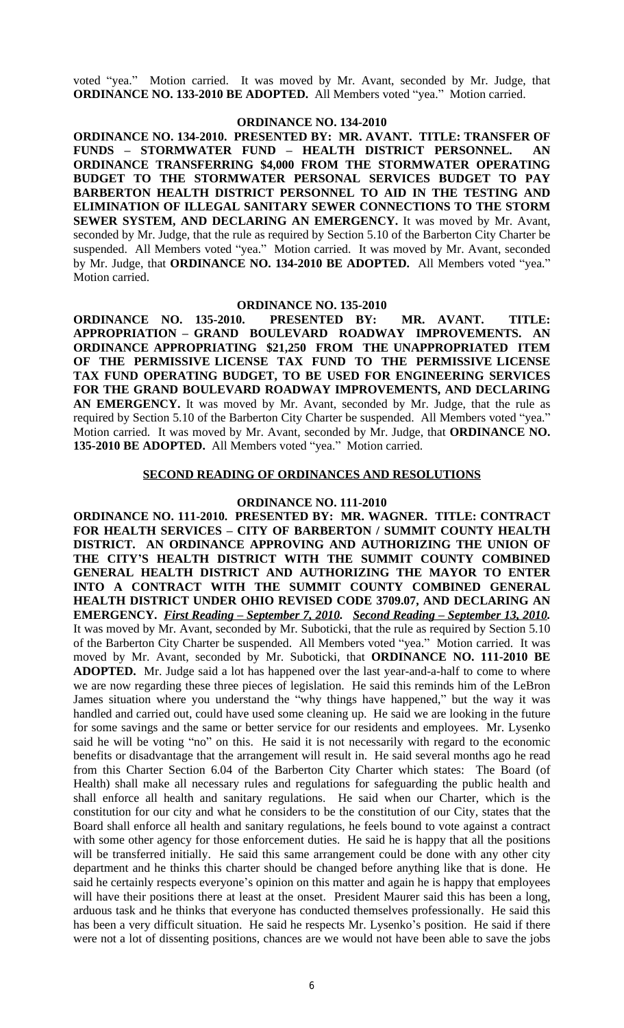voted "yea." Motion carried. It was moved by Mr. Avant, seconded by Mr. Judge, that **ORDINANCE NO. 133-2010 BE ADOPTED.** All Members voted "yea." Motion carried.

## ORDINANCE NO. 134-2010

**ORDINANCE NO. 134-2010. PRESENTED BY: MR. AVANT. TITLE: TRANSFER OF FUNDS – STORMWATER FUND – HEALTH DISTRICT PERSONNEL. AN ORDINANCE TRANSFERRING $4,000 FROM THE STORMWATER OPERATING BUDGET TO THE STORMWATER PERSONAL SERVICES BUDGET TO PAY BARBERTON HEALTH DISTRICT PERSONNEL TO AID IN THE TESTING AND ELIMINATION OF ILLEGAL SANITARY SEWER CONNECTIONS TO THE STORM SEWER SYSTEM, AND DECLARING AN EMERGENCY.** It was moved by Mr. Avant, seconded by Mr. Judge, that the rule as required by Section 5.10 of the Barberton City Charter be suspended. All Members voted "yea." Motion carried. It was moved by Mr. Avant, seconded by Mr. Judge, that **ORDINANCE NO. 134-2010 BE ADOPTED.** All Members voted "yea." Motion carried.

## ORDINANCE NO. 135-2010

**ORDINANCE NO. 135-2010. PRESENTED BY: MR. AVANT. TITLE: APPROPRIATION – GRAND BOULEVARD ROADWAY IMPROVEMENTS. AN ORDINANCE APPROPRIATING $21,250 FROM THE UNAPPROPRIATED ITEM OF THE PERMISSIVE LICENSE TAX FUND TO THE PERMISSIVE LICENSE TAX FUND OPERATING BUDGET, TO BE USED FOR ENGINEERING SERVICES FOR THE GRAND BOULEVARD ROADWAY IMPROVEMENTS, AND DECLARING AN EMERGENCY.** It was moved by Mr. Avant, seconded by Mr. Judge, that the rule as required by Section 5.10 of the Barberton City Charter be suspended. All Members voted "yea." Motion carried. It was moved by Mr. Avant, seconded by Mr. Judge, that **ORDINANCE NO. 135-2010 BE ADOPTED.** All Members voted "yea." Motion carried.

## SECOND READING OF ORDINANCES AND RESOLUTIONS

## ORDINANCE NO. 111-2010

**ORDINANCE NO. 111-2010. PRESENTED BY: MR. WAGNER. TITLE: CONTRACT FOR HEALTH SERVICES – CITY OF BARBERTON / SUMMIT COUNTY HEALTH DISTRICT. AN ORDINANCE APPROVING AND AUTHORIZING THE UNION OF THE CITY'S HEALTH DISTRICT WITH THE SUMMIT COUNTY COMBINED GENERAL HEALTH DISTRICT AND AUTHORIZING THE MAYOR TO ENTER INTO A CONTRACT WITH THE SUMMIT COUNTY COMBINED GENERAL HEALTH DISTRICT UNDER OHIO REVISED CODE 3709.07, AND DECLARING AN EMERGENCY.** ***First Reading – September 7, 2010. Second Reading – September 13, 2010.*** It was moved by Mr. Avant, seconded by Mr. Suboticki, that the rule as required by Section 5.10 of the Barberton City Charter be suspended. All Members voted "yea." Motion carried. It was moved by Mr. Avant, seconded by Mr. Suboticki, that **ORDINANCE NO. 111-2010 BE ADOPTED.** Mr. Judge said a lot has happened over the last year-and-a-half to come to where we are now regarding these three pieces of legislation. He said this reminds him of the LeBron James situation where you understand the "why things have happened," but the way it was handled and carried out, could have used some cleaning up. He said we are looking in the future for some savings and the same or better service for our residents and employees. Mr. Lysenko said he will be voting "no" on this. He said it is not necessarily with regard to the economic benefits or disadvantage that the arrangement will result in. He said several months ago he read from this Charter Section 6.04 of the Barberton City Charter which states: The Board (of Health) shall make all necessary rules and regulations for safeguarding the public health and shall enforce all health and sanitary regulations. He said when our Charter, which is the constitution for our city and what he considers to be the constitution of our City, states that the Board shall enforce all health and sanitary regulations, he feels bound to vote against a contract with some other agency for those enforcement duties. He said he is happy that all the positions will be transferred initially. He said this same arrangement could be done with any other city department and he thinks this charter should be changed before anything like that is done. He said he certainly respects everyone's opinion on this matter and again he is happy that employees will have their positions there at least at the onset. President Maurer said this has been a long, arduous task and he thinks that everyone has conducted themselves professionally. He said this has been a very difficult situation. He said he respects Mr. Lysenko's position. He said if there were not a lot of dissenting positions, chances are we would not have been able to save the jobs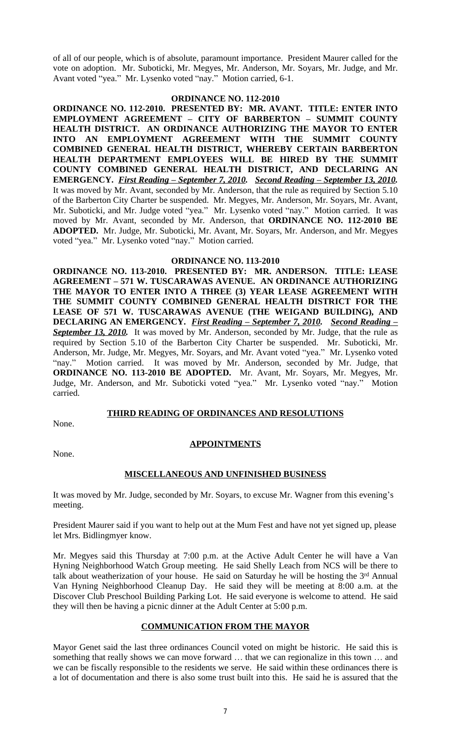of all of our people, which is of absolute, paramount importance. President Maurer called for the vote on adoption. Mr. Suboticki, Mr. Megyes, Mr. Anderson, Mr. Soyars, Mr. Judge, and Mr. Avant voted "yea." Mr. Lysenko voted "nay." Motion carried, 6-1.

**ORDINANCE NO. 112-2010**

**ORDINANCE NO. 112-2010. PRESENTED BY: MR. AVANT. TITLE: ENTER INTO EMPLOYMENT AGREEMENT – CITY OF BARBERTON – SUMMIT COUNTY HEALTH DISTRICT. AN ORDINANCE AUTHORIZING THE MAYOR TO ENTER INTO AN EMPLOYMENT AGREEMENT WITH THE SUMMIT COUNTY COMBINED GENERAL HEALTH DISTRICT, WHEREBY CERTAIN BARBERTON HEALTH DEPARTMENT EMPLOYEES WILL BE HIRED BY THE SUMMIT COUNTY COMBINED GENERAL HEALTH DISTRICT, AND DECLARING AN EMERGENCY.** ***First Reading – September 7, 2010. Second Reading – September 13, 2010.*** It was moved by Mr. Avant, seconded by Mr. Anderson, that the rule as required by Section 5.10 of the Barberton City Charter be suspended. Mr. Megyes, Mr. Anderson, Mr. Soyars, Mr. Avant, Mr. Suboticki, and Mr. Judge voted "yea." Mr. Lysenko voted "nay." Motion carried. It was moved by Mr. Avant, seconded by Mr. Anderson, that **ORDINANCE NO. 112-2010 BE ADOPTED.** Mr. Judge, Mr. Suboticki, Mr. Avant, Mr. Soyars, Mr. Anderson, and Mr. Megyes voted "yea." Mr. Lysenko voted "nay." Motion carried.

**ORDINANCE NO. 113-2010**

**ORDINANCE NO. 113-2010. PRESENTED BY: MR. ANDERSON. TITLE: LEASE AGREEMENT – 571 W. TUSCARAWAS AVENUE. AN ORDINANCE AUTHORIZING THE MAYOR TO ENTER INTO A THREE (3) YEAR LEASE AGREEMENT WITH THE SUMMIT COUNTY COMBINED GENERAL HEALTH DISTRICT FOR THE LEASE OF 571 W. TUSCARAWAS AVENUE (THE WEIGAND BUILDING), AND DECLARING AN EMERGENCY.** ***First Reading – September 7, 2010. Second Reading – September 13, 2010.*** It was moved by Mr. Anderson, seconded by Mr. Judge, that the rule as required by Section 5.10 of the Barberton City Charter be suspended. Mr. Suboticki, Mr. Anderson, Mr. Judge, Mr. Megyes, Mr. Soyars, and Mr. Avant voted "yea." Mr. Lysenko voted "nay." Motion carried. It was moved by Mr. Anderson, seconded by Mr. Judge, that **ORDINANCE NO. 113-2010 BE ADOPTED.** Mr. Avant, Mr. Soyars, Mr. Megyes, Mr. Judge, Mr. Anderson, and Mr. Suboticki voted "yea." Mr. Lysenko voted "nay." Motion carried.

**THIRD READING OF ORDINANCES AND RESOLUTIONS**

None.

**APPOINTMENTS**

None.

**MISCELLANEOUS AND UNFINISHED BUSINESS**

It was moved by Mr. Judge, seconded by Mr. Soyars, to excuse Mr. Wagner from this evening's meeting.

President Maurer said if you want to help out at the Mum Fest and have not yet signed up, please let Mrs. Bidlingmyer know.

Mr. Megyes said this Thursday at 7:00 p.m. at the Active Adult Center he will have a Van Hyning Neighborhood Watch Group meeting. He said Shelly Leach from NCS will be there to talk about weatherization of your house. He said on Saturday he will be hosting the 3rd Annual Van Hyning Neighborhood Cleanup Day. He said they will be meeting at 8:00 a.m. at the Discover Club Preschool Building Parking Lot. He said everyone is welcome to attend. He said they will then be having a picnic dinner at the Adult Center at 5:00 p.m.

**COMMUNICATION FROM THE MAYOR**

Mayor Genet said the last three ordinances Council voted on might be historic. He said this is something that really shows we can move forward … that we can regionalize in this town … and we can be fiscally responsible to the residents we serve. He said within these ordinances there is a lot of documentation and there is also some trust built into this. He said he is assured that the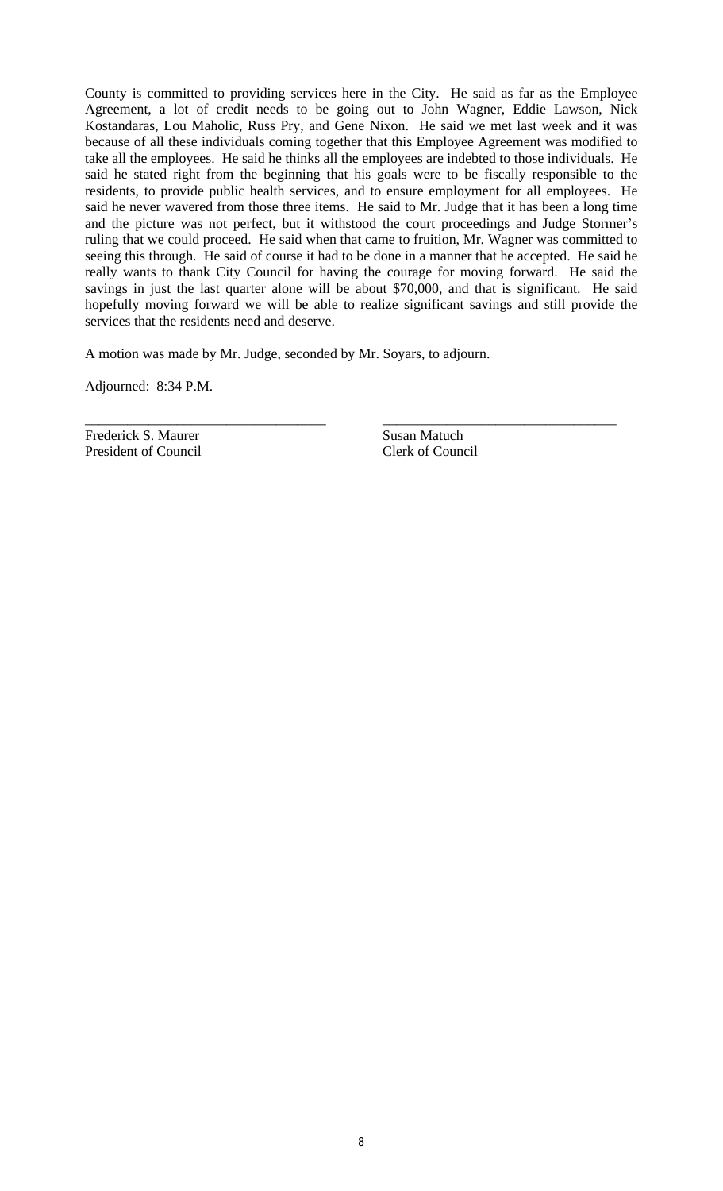County is committed to providing services here in the City. He said as far as the Employee Agreement, a lot of credit needs to be going out to John Wagner, Eddie Lawson, Nick Kostandaras, Lou Maholic, Russ Pry, and Gene Nixon. He said we met last week and it was because of all these individuals coming together that this Employee Agreement was modified to take all the employees. He said he thinks all the employees are indebted to those individuals. He said he stated right from the beginning that his goals were to be fiscally responsible to the residents, to provide public health services, and to ensure employment for all employees. He said he never wavered from those three items. He said to Mr. Judge that it has been a long time and the picture was not perfect, but it withstood the court proceedings and Judge Stormer's ruling that we could proceed. He said when that came to fruition, Mr. Wagner was committed to seeing this through. He said of course it had to be done in a manner that he accepted. He said he really wants to thank City Council for having the courage for moving forward. He said the savings in just the last quarter alone will be about $70,000, and that is significant. He said hopefully moving forward we will be able to realize significant savings and still provide the services that the residents need and deserve.

A motion was made by Mr. Judge, seconded by Mr. Soyars, to adjourn.

Adjourned: 8:34 P.M.

| | |
|---|---|
| ______________________________ | ______________________________ |
| Frederick S. Maurer | Susan Matuch |
| President of Council | Clerk of Council |